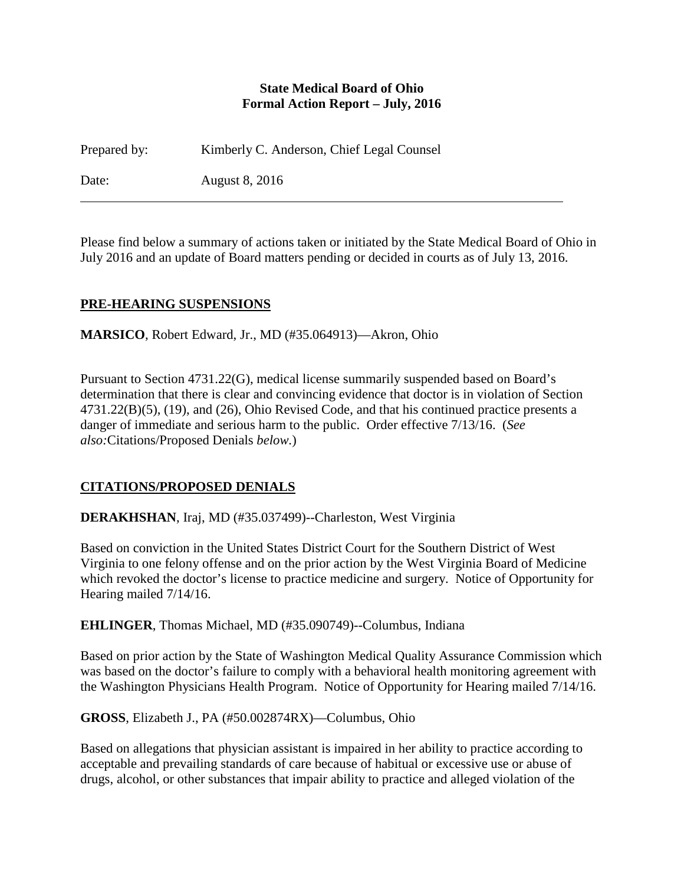**State Medical Board of Ohio**
**Formal Action Report – July, 2016**

Prepared by: Kimberly C. Anderson, Chief Legal Counsel

Date: August 8, 2016

---

Please find below a summary of actions taken or initiated by the State Medical Board of Ohio in July 2016 and an update of Board matters pending or decided in courts as of July 13, 2016.

## PRE-HEARING SUSPENSIONS

**MARSICO**, Robert Edward, Jr., MD (#35.064913)—Akron, Ohio

Pursuant to Section 4731.22(G), medical license summarily suspended based on Board's determination that there is clear and convincing evidence that doctor is in violation of Section 4731.22(B)(5), (19), and (26), Ohio Revised Code, and that his continued practice presents a danger of immediate and serious harm to the public. Order effective 7/13/16. (*See also:*Citations/Proposed Denials *below*.)

## CITATIONS/PROPOSED DENIALS

**DERAKHSHAN**, Iraj, MD (#35.037499)--Charleston, West Virginia

Based on conviction in the United States District Court for the Southern District of West Virginia to one felony offense and on the prior action by the West Virginia Board of Medicine which revoked the doctor's license to practice medicine and surgery. Notice of Opportunity for Hearing mailed 7/14/16.

**EHLINGER**, Thomas Michael, MD (#35.090749)--Columbus, Indiana

Based on prior action by the State of Washington Medical Quality Assurance Commission which was based on the doctor's failure to comply with a behavioral health monitoring agreement with the Washington Physicians Health Program. Notice of Opportunity for Hearing mailed 7/14/16.

**GROSS**, Elizabeth J., PA (#50.002874RX)—Columbus, Ohio

Based on allegations that physician assistant is impaired in her ability to practice according to acceptable and prevailing standards of care because of habitual or excessive use or abuse of drugs, alcohol, or other substances that impair ability to practice and alleged violation of the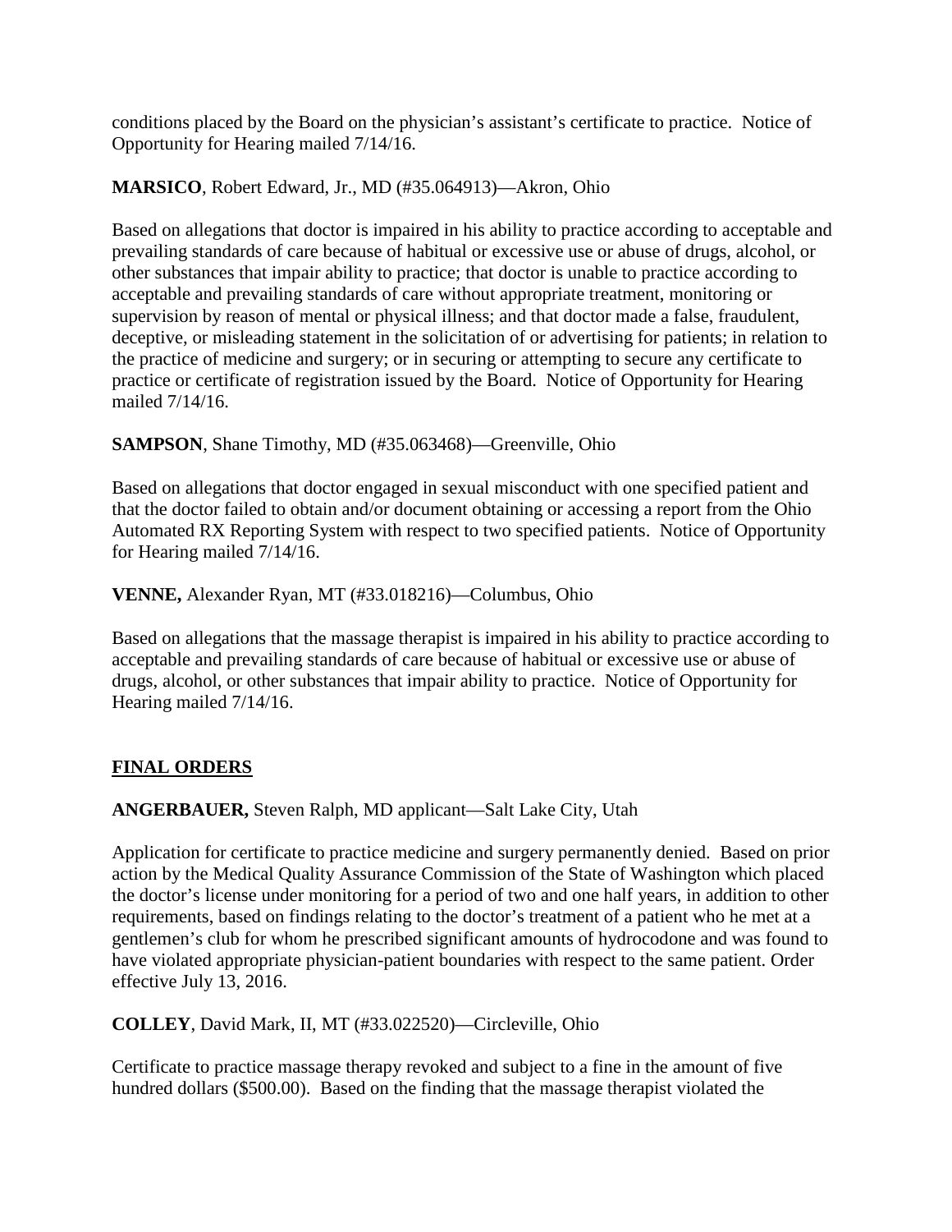conditions placed by the Board on the physician's assistant's certificate to practice. Notice of Opportunity for Hearing mailed 7/14/16.

**MARSICO**, Robert Edward, Jr., MD (#35.064913)—Akron, Ohio

Based on allegations that doctor is impaired in his ability to practice according to acceptable and prevailing standards of care because of habitual or excessive use or abuse of drugs, alcohol, or other substances that impair ability to practice; that doctor is unable to practice according to acceptable and prevailing standards of care without appropriate treatment, monitoring or supervision by reason of mental or physical illness; and that doctor made a false, fraudulent, deceptive, or misleading statement in the solicitation of or advertising for patients; in relation to the practice of medicine and surgery; or in securing or attempting to secure any certificate to practice or certificate of registration issued by the Board. Notice of Opportunity for Hearing mailed 7/14/16.

**SAMPSON**, Shane Timothy, MD (#35.063468)—Greenville, Ohio

Based on allegations that doctor engaged in sexual misconduct with one specified patient and that the doctor failed to obtain and/or document obtaining or accessing a report from the Ohio Automated RX Reporting System with respect to two specified patients. Notice of Opportunity for Hearing mailed 7/14/16.

**VENNE,** Alexander Ryan, MT (#33.018216)—Columbus, Ohio

Based on allegations that the massage therapist is impaired in his ability to practice according to acceptable and prevailing standards of care because of habitual or excessive use or abuse of drugs, alcohol, or other substances that impair ability to practice. Notice of Opportunity for Hearing mailed 7/14/16.

## **FINAL ORDERS**

**ANGERBAUER,** Steven Ralph, MD applicant—Salt Lake City, Utah

Application for certificate to practice medicine and surgery permanently denied. Based on prior action by the Medical Quality Assurance Commission of the State of Washington which placed the doctor's license under monitoring for a period of two and one half years, in addition to other requirements, based on findings relating to the doctor's treatment of a patient who he met at a gentlemen's club for whom he prescribed significant amounts of hydrocodone and was found to have violated appropriate physician-patient boundaries with respect to the same patient. Order effective July 13, 2016.

**COLLEY**, David Mark, II, MT (#33.022520)—Circleville, Ohio

Certificate to practice massage therapy revoked and subject to a fine in the amount of five hundred dollars ($500.00). Based on the finding that the massage therapist violated the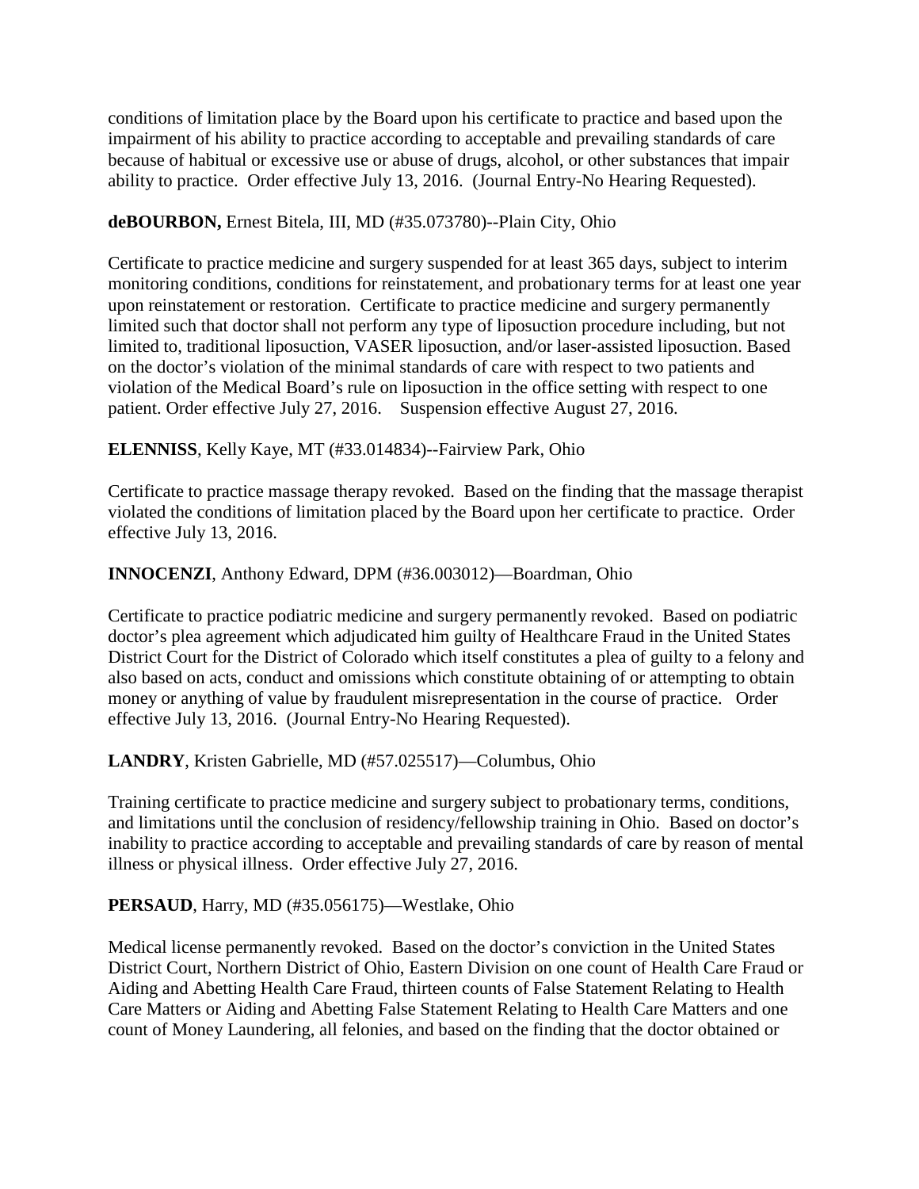conditions of limitation place by the Board upon his certificate to practice and based upon the impairment of his ability to practice according to acceptable and prevailing standards of care because of habitual or excessive use or abuse of drugs, alcohol, or other substances that impair ability to practice. Order effective July 13, 2016. (Journal Entry-No Hearing Requested).

**deBOURBON,** Ernest Bitela, III, MD (#35.073780)--Plain City, Ohio

Certificate to practice medicine and surgery suspended for at least 365 days, subject to interim monitoring conditions, conditions for reinstatement, and probationary terms for at least one year upon reinstatement or restoration. Certificate to practice medicine and surgery permanently limited such that doctor shall not perform any type of liposuction procedure including, but not limited to, traditional liposuction, VASER liposuction, and/or laser-assisted liposuction. Based on the doctor's violation of the minimal standards of care with respect to two patients and violation of the Medical Board's rule on liposuction in the office setting with respect to one patient. Order effective July 27, 2016. Suspension effective August 27, 2016.

**ELENNISS**, Kelly Kaye, MT (#33.014834)--Fairview Park, Ohio

Certificate to practice massage therapy revoked. Based on the finding that the massage therapist violated the conditions of limitation placed by the Board upon her certificate to practice. Order effective July 13, 2016.

**INNOCENZI**, Anthony Edward, DPM (#36.003012)—Boardman, Ohio

Certificate to practice podiatric medicine and surgery permanently revoked. Based on podiatric doctor's plea agreement which adjudicated him guilty of Healthcare Fraud in the United States District Court for the District of Colorado which itself constitutes a plea of guilty to a felony and also based on acts, conduct and omissions which constitute obtaining of or attempting to obtain money or anything of value by fraudulent misrepresentation in the course of practice. Order effective July 13, 2016. (Journal Entry-No Hearing Requested).

**LANDRY**, Kristen Gabrielle, MD (#57.025517)—Columbus, Ohio

Training certificate to practice medicine and surgery subject to probationary terms, conditions, and limitations until the conclusion of residency/fellowship training in Ohio. Based on doctor's inability to practice according to acceptable and prevailing standards of care by reason of mental illness or physical illness. Order effective July 27, 2016.

**PERSAUD**, Harry, MD (#35.056175)—Westlake, Ohio

Medical license permanently revoked. Based on the doctor's conviction in the United States District Court, Northern District of Ohio, Eastern Division on one count of Health Care Fraud or Aiding and Abetting Health Care Fraud, thirteen counts of False Statement Relating to Health Care Matters or Aiding and Abetting False Statement Relating to Health Care Matters and one count of Money Laundering, all felonies, and based on the finding that the doctor obtained or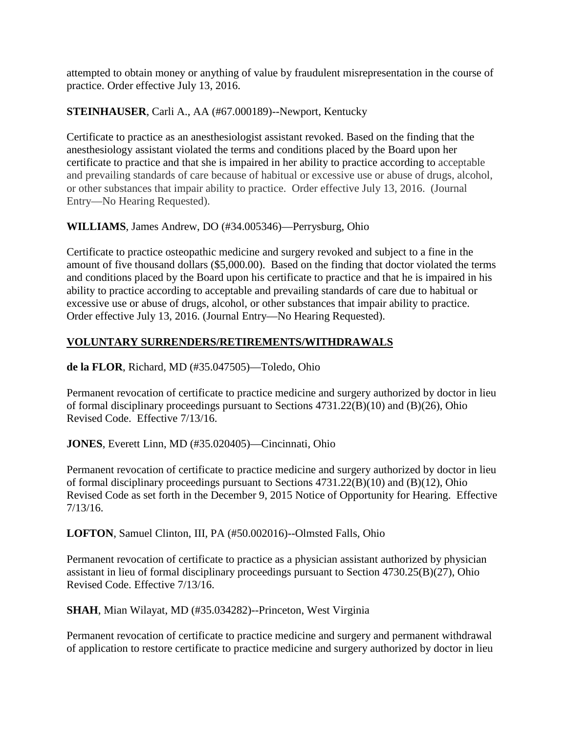attempted to obtain money or anything of value by fraudulent misrepresentation in the course of practice. Order effective July 13, 2016.

**STEINHAUSER**, Carli A., AA (#67.000189)--Newport, Kentucky

Certificate to practice as an anesthesiologist assistant revoked. Based on the finding that the anesthesiology assistant violated the terms and conditions placed by the Board upon her certificate to practice and that she is impaired in her ability to practice according to acceptable and prevailing standards of care because of habitual or excessive use or abuse of drugs, alcohol, or other substances that impair ability to practice. Order effective July 13, 2016. (Journal Entry—No Hearing Requested).

**WILLIAMS**, James Andrew, DO (#34.005346)—Perrysburg, Ohio

Certificate to practice osteopathic medicine and surgery revoked and subject to a fine in the amount of five thousand dollars ($5,000.00). Based on the finding that doctor violated the terms and conditions placed by the Board upon his certificate to practice and that he is impaired in his ability to practice according to acceptable and prevailing standards of care due to habitual or excessive use or abuse of drugs, alcohol, or other substances that impair ability to practice. Order effective July 13, 2016. (Journal Entry—No Hearing Requested).

## VOLUNTARY SURRENDERS/RETIREMENTS/WITHDRAWALS

**de la FLOR**, Richard, MD (#35.047505)—Toledo, Ohio

Permanent revocation of certificate to practice medicine and surgery authorized by doctor in lieu of formal disciplinary proceedings pursuant to Sections 4731.22(B)(10) and (B)(26), Ohio Revised Code. Effective 7/13/16.

**JONES**, Everett Linn, MD (#35.020405)—Cincinnati, Ohio

Permanent revocation of certificate to practice medicine and surgery authorized by doctor in lieu of formal disciplinary proceedings pursuant to Sections 4731.22(B)(10) and (B)(12), Ohio Revised Code as set forth in the December 9, 2015 Notice of Opportunity for Hearing. Effective 7/13/16.

**LOFTON**, Samuel Clinton, III, PA (#50.002016)--Olmsted Falls, Ohio

Permanent revocation of certificate to practice as a physician assistant authorized by physician assistant in lieu of formal disciplinary proceedings pursuant to Section 4730.25(B)(27), Ohio Revised Code. Effective 7/13/16.

**SHAH**, Mian Wilayat, MD (#35.034282)--Princeton, West Virginia

Permanent revocation of certificate to practice medicine and surgery and permanent withdrawal of application to restore certificate to practice medicine and surgery authorized by doctor in lieu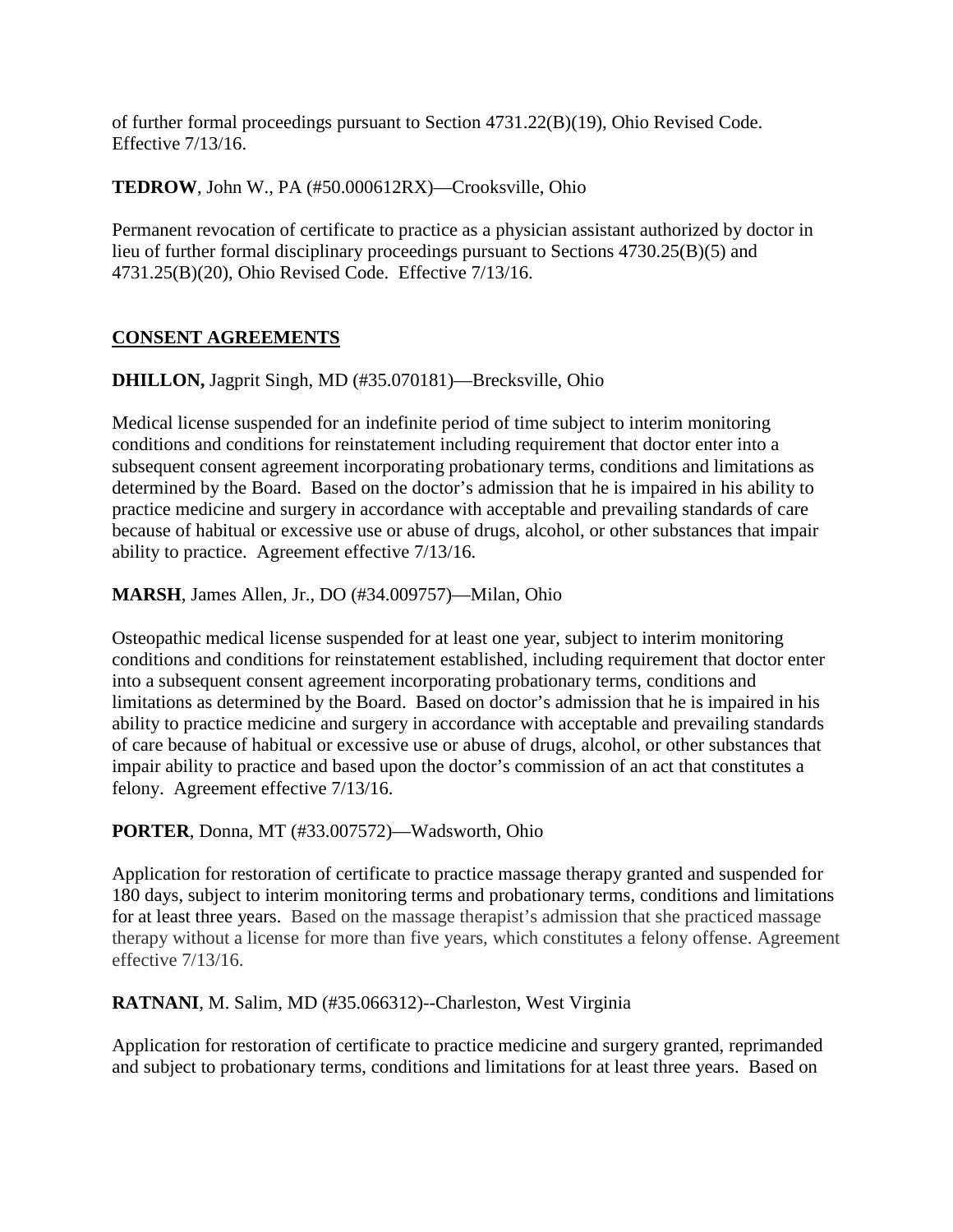of further formal proceedings pursuant to Section 4731.22(B)(19), Ohio Revised Code. Effective 7/13/16.

**TEDROW**, John W., PA (#50.000612RX)—Crooksville, Ohio

Permanent revocation of certificate to practice as a physician assistant authorized by doctor in lieu of further formal disciplinary proceedings pursuant to Sections 4730.25(B)(5) and 4731.25(B)(20), Ohio Revised Code. Effective 7/13/16.

## CONSENT AGREEMENTS

**DHILLON,** Jagprit Singh, MD (#35.070181)—Brecksville, Ohio

Medical license suspended for an indefinite period of time subject to interim monitoring conditions and conditions for reinstatement including requirement that doctor enter into a subsequent consent agreement incorporating probationary terms, conditions and limitations as determined by the Board. Based on the doctor's admission that he is impaired in his ability to practice medicine and surgery in accordance with acceptable and prevailing standards of care because of habitual or excessive use or abuse of drugs, alcohol, or other substances that impair ability to practice. Agreement effective 7/13/16.

**MARSH**, James Allen, Jr., DO (#34.009757)—Milan, Ohio

Osteopathic medical license suspended for at least one year, subject to interim monitoring conditions and conditions for reinstatement established, including requirement that doctor enter into a subsequent consent agreement incorporating probationary terms, conditions and limitations as determined by the Board. Based on doctor's admission that he is impaired in his ability to practice medicine and surgery in accordance with acceptable and prevailing standards of care because of habitual or excessive use or abuse of drugs, alcohol, or other substances that impair ability to practice and based upon the doctor's commission of an act that constitutes a felony. Agreement effective 7/13/16.

**PORTER**, Donna, MT (#33.007572)—Wadsworth, Ohio

Application for restoration of certificate to practice massage therapy granted and suspended for 180 days, subject to interim monitoring terms and probationary terms, conditions and limitations for at least three years. Based on the massage therapist's admission that she practiced massage therapy without a license for more than five years, which constitutes a felony offense. Agreement effective 7/13/16.

**RATNANI**, M. Salim, MD (#35.066312)--Charleston, West Virginia

Application for restoration of certificate to practice medicine and surgery granted, reprimanded and subject to probationary terms, conditions and limitations for at least three years. Based on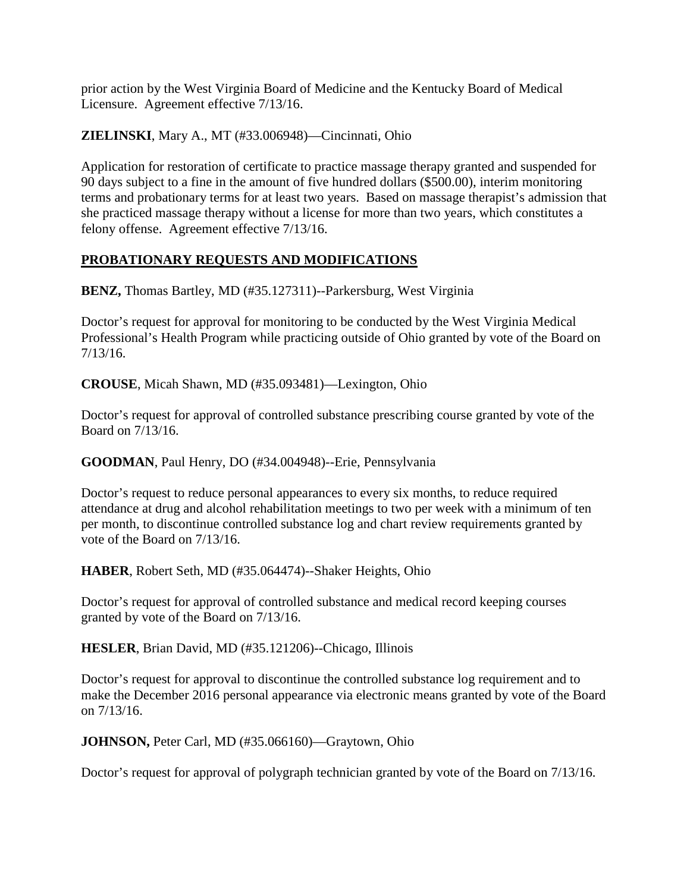prior action by the West Virginia Board of Medicine and the Kentucky Board of Medical Licensure. Agreement effective 7/13/16.

**ZIELINSKI**, Mary A., MT (#33.006948)—Cincinnati, Ohio

Application for restoration of certificate to practice massage therapy granted and suspended for 90 days subject to a fine in the amount of five hundred dollars ($500.00), interim monitoring terms and probationary terms for at least two years. Based on massage therapist's admission that she practiced massage therapy without a license for more than two years, which constitutes a felony offense. Agreement effective 7/13/16.

## PROBATIONARY REQUESTS AND MODIFICATIONS

**BENZ,** Thomas Bartley, MD (#35.127311)--Parkersburg, West Virginia

Doctor's request for approval for monitoring to be conducted by the West Virginia Medical Professional's Health Program while practicing outside of Ohio granted by vote of the Board on 7/13/16.

**CROUSE**, Micah Shawn, MD (#35.093481)—Lexington, Ohio

Doctor's request for approval of controlled substance prescribing course granted by vote of the Board on 7/13/16.

**GOODMAN**, Paul Henry, DO (#34.004948)--Erie, Pennsylvania

Doctor's request to reduce personal appearances to every six months, to reduce required attendance at drug and alcohol rehabilitation meetings to two per week with a minimum of ten per month, to discontinue controlled substance log and chart review requirements granted by vote of the Board on 7/13/16.

**HABER**, Robert Seth, MD (#35.064474)--Shaker Heights, Ohio

Doctor's request for approval of controlled substance and medical record keeping courses granted by vote of the Board on 7/13/16.

**HESLER**, Brian David, MD (#35.121206)--Chicago, Illinois

Doctor's request for approval to discontinue the controlled substance log requirement and to make the December 2016 personal appearance via electronic means granted by vote of the Board on 7/13/16.

**JOHNSON,** Peter Carl, MD (#35.066160)—Graytown, Ohio

Doctor's request for approval of polygraph technician granted by vote of the Board on 7/13/16.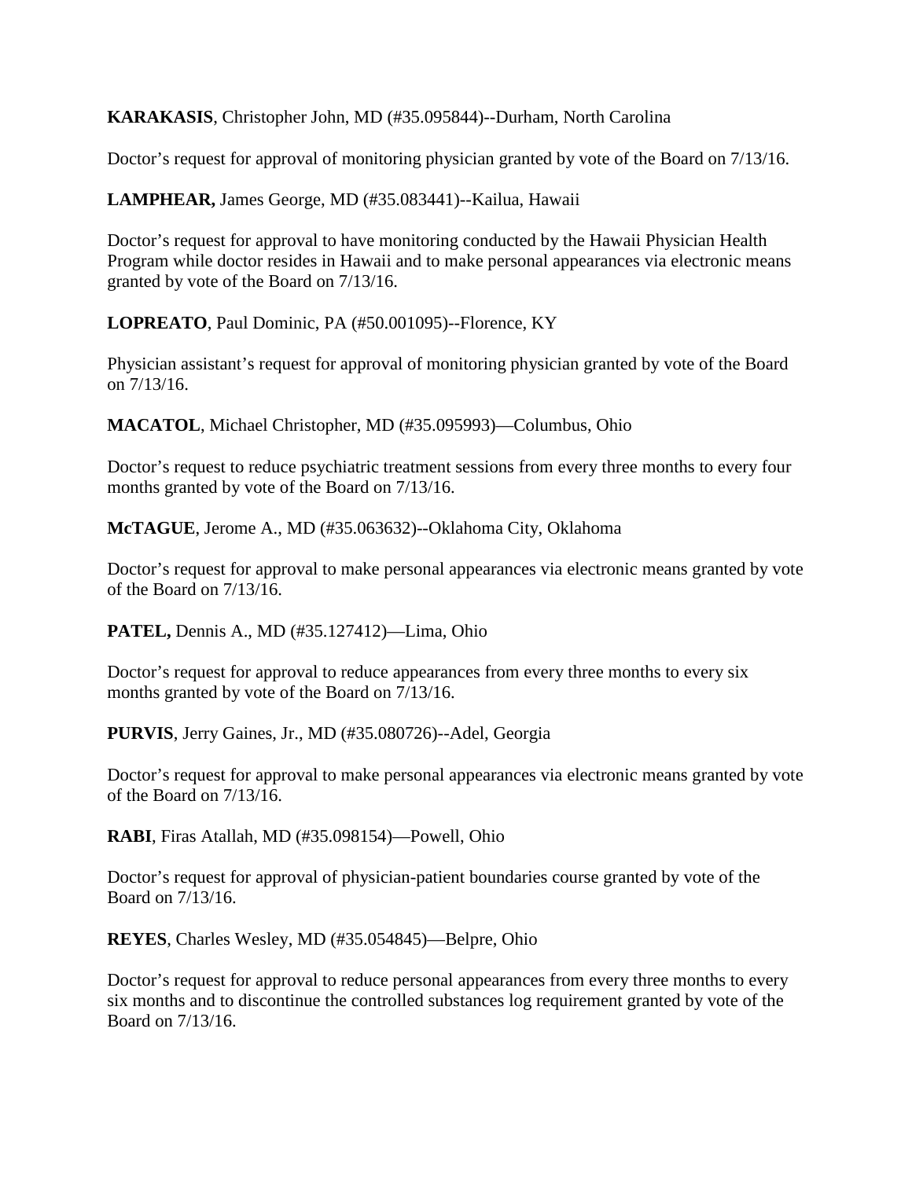**KARAKASIS**, Christopher John, MD (#35.095844)--Durham, North Carolina

Doctor's request for approval of monitoring physician granted by vote of the Board on 7/13/16.

**LAMPHEAR,** James George, MD (#35.083441)--Kailua, Hawaii

Doctor's request for approval to have monitoring conducted by the Hawaii Physician Health Program while doctor resides in Hawaii and to make personal appearances via electronic means granted by vote of the Board on 7/13/16.

**LOPREATO**, Paul Dominic, PA (#50.001095)--Florence, KY

Physician assistant's request for approval of monitoring physician granted by vote of the Board on 7/13/16.

**MACATOL**, Michael Christopher, MD (#35.095993)—Columbus, Ohio

Doctor's request to reduce psychiatric treatment sessions from every three months to every four months granted by vote of the Board on 7/13/16.

**McTAGUE**, Jerome A., MD (#35.063632)--Oklahoma City, Oklahoma

Doctor's request for approval to make personal appearances via electronic means granted by vote of the Board on 7/13/16.

**PATEL,** Dennis A., MD (#35.127412)—Lima, Ohio

Doctor's request for approval to reduce appearances from every three months to every six months granted by vote of the Board on 7/13/16.

**PURVIS**, Jerry Gaines, Jr., MD (#35.080726)--Adel, Georgia

Doctor's request for approval to make personal appearances via electronic means granted by vote of the Board on 7/13/16.

**RABI**, Firas Atallah, MD (#35.098154)—Powell, Ohio

Doctor's request for approval of physician-patient boundaries course granted by vote of the Board on 7/13/16.

**REYES**, Charles Wesley, MD (#35.054845)—Belpre, Ohio

Doctor's request for approval to reduce personal appearances from every three months to every six months and to discontinue the controlled substances log requirement granted by vote of the Board on 7/13/16.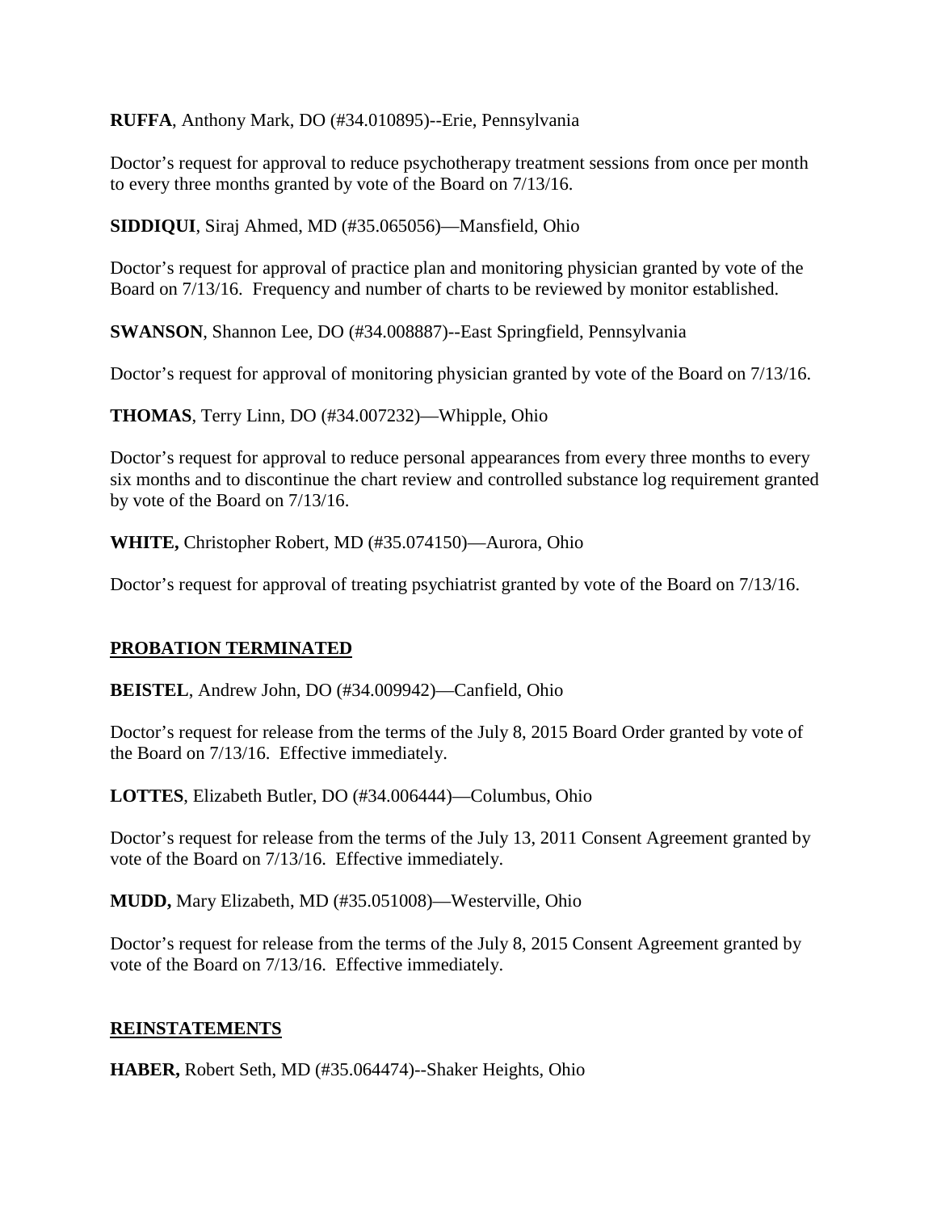**RUFFA**, Anthony Mark, DO (#34.010895)--Erie, Pennsylvania

Doctor's request for approval to reduce psychotherapy treatment sessions from once per month to every three months granted by vote of the Board on 7/13/16.

**SIDDIQUI**, Siraj Ahmed, MD (#35.065056)—Mansfield, Ohio

Doctor's request for approval of practice plan and monitoring physician granted by vote of the Board on 7/13/16. Frequency and number of charts to be reviewed by monitor established.

**SWANSON**, Shannon Lee, DO (#34.008887)--East Springfield, Pennsylvania

Doctor's request for approval of monitoring physician granted by vote of the Board on 7/13/16.

**THOMAS**, Terry Linn, DO (#34.007232)—Whipple, Ohio

Doctor's request for approval to reduce personal appearances from every three months to every six months and to discontinue the chart review and controlled substance log requirement granted by vote of the Board on 7/13/16.

**WHITE,** Christopher Robert, MD (#35.074150)—Aurora, Ohio

Doctor's request for approval of treating psychiatrist granted by vote of the Board on 7/13/16.

## PROBATION TERMINATED

**BEISTEL**, Andrew John, DO (#34.009942)—Canfield, Ohio

Doctor's request for release from the terms of the July 8, 2015 Board Order granted by vote of the Board on 7/13/16. Effective immediately.

**LOTTES**, Elizabeth Butler, DO (#34.006444)—Columbus, Ohio

Doctor's request for release from the terms of the July 13, 2011 Consent Agreement granted by vote of the Board on 7/13/16. Effective immediately.

**MUDD,** Mary Elizabeth, MD (#35.051008)—Westerville, Ohio

Doctor's request for release from the terms of the July 8, 2015 Consent Agreement granted by vote of the Board on 7/13/16. Effective immediately.

## REINSTATEMENTS

**HABER,** Robert Seth, MD (#35.064474)--Shaker Heights, Ohio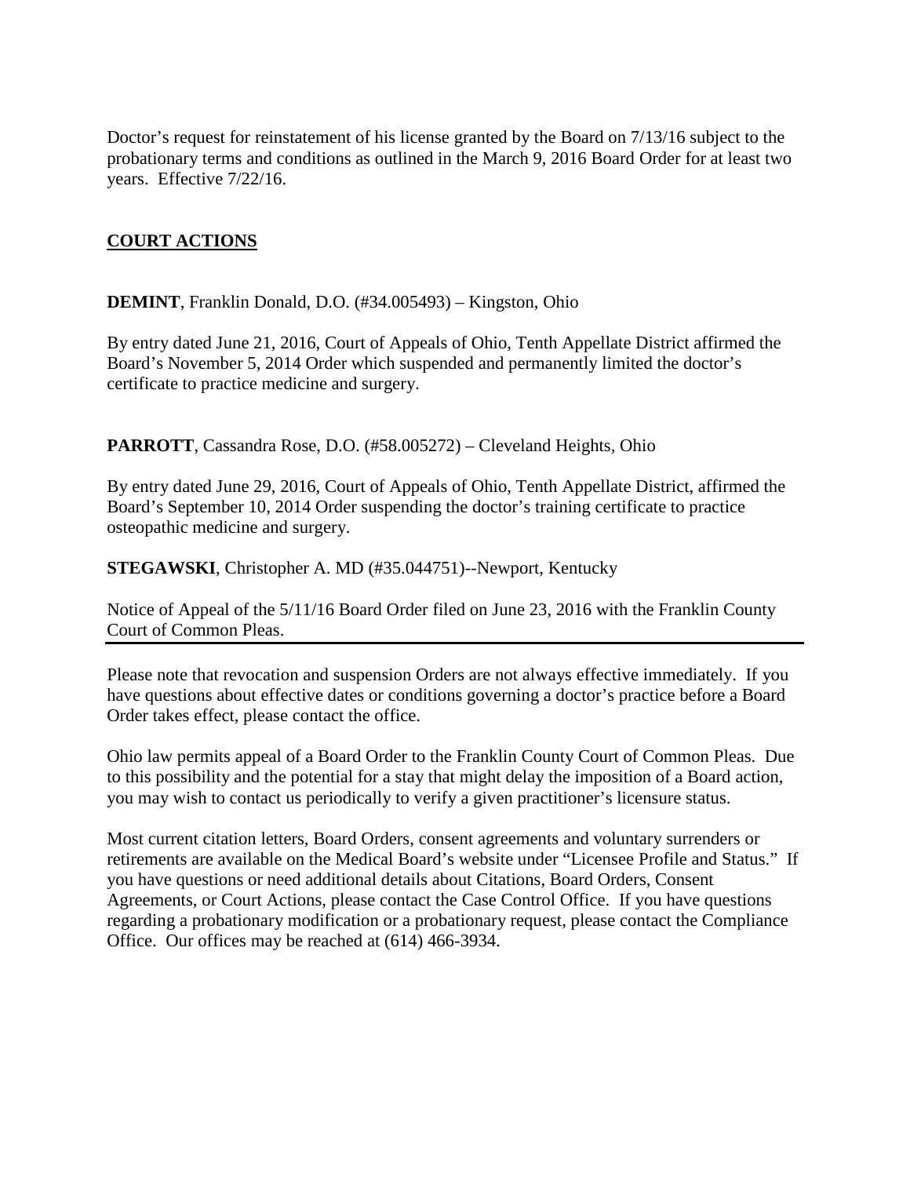Doctor's request for reinstatement of his license granted by the Board on 7/13/16 subject to the probationary terms and conditions as outlined in the March 9, 2016 Board Order for at least two years. Effective 7/22/16.

## COURT ACTIONS

**DEMINT**, Franklin Donald, D.O. (#34.005493) – Kingston, Ohio

By entry dated June 21, 2016, Court of Appeals of Ohio, Tenth Appellate District affirmed the Board's November 5, 2014 Order which suspended and permanently limited the doctor's certificate to practice medicine and surgery.

**PARROTT**, Cassandra Rose, D.O. (#58.005272) – Cleveland Heights, Ohio

By entry dated June 29, 2016, Court of Appeals of Ohio, Tenth Appellate District, affirmed the Board's September 10, 2014 Order suspending the doctor's training certificate to practice osteopathic medicine and surgery.

**STEGAWSKI**, Christopher A. MD (#35.044751)--Newport, Kentucky

Notice of Appeal of the 5/11/16 Board Order filed on June 23, 2016 with the Franklin County Court of Common Pleas.

---

Please note that revocation and suspension Orders are not always effective immediately. If you have questions about effective dates or conditions governing a doctor's practice before a Board Order takes effect, please contact the office.

Ohio law permits appeal of a Board Order to the Franklin County Court of Common Pleas. Due to this possibility and the potential for a stay that might delay the imposition of a Board action, you may wish to contact us periodically to verify a given practitioner's licensure status.

Most current citation letters, Board Orders, consent agreements and voluntary surrenders or retirements are available on the Medical Board's website under "Licensee Profile and Status." If you have questions or need additional details about Citations, Board Orders, Consent Agreements, or Court Actions, please contact the Case Control Office. If you have questions regarding a probationary modification or a probationary request, please contact the Compliance Office. Our offices may be reached at (614) 466-3934.